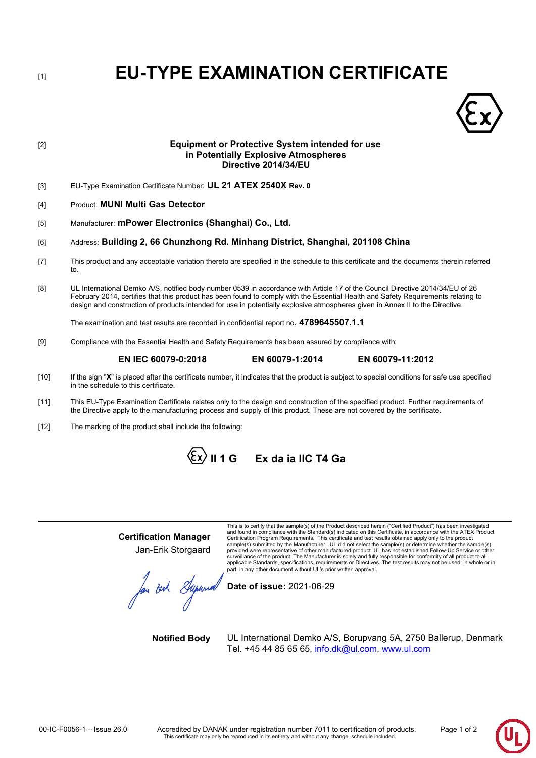[1]

# EU-TYPE EXAMINATION CERTIFICATE

[2] **Equipment or Protective System intended for use in Potentially Explosive Atmospheres Directive 2014/34/EU**

[3] EU-Type Examination Certificate Number: **UL 21 ATEX 2540X Rev. 0**

[4] Product: **MUNI Multi Gas Detector**

[5] Manufacturer: **mPower Electronics (Shanghai) Co., Ltd.**

[6] Address: **Building 2, 66 Chunzhong Rd. Minhang District, Shanghai, 201108 China**

[7] This product and any acceptable variation thereto are specified in the schedule to this certificate and the documents therein referred to.

[8] UL International Demko A/S, notified body number 0539 in accordance with Article 17 of the Council Directive 2014/34/EU of 26 February 2014, certifies that this product has been found to comply with the Essential Health and Safety Requirements relating to design and construction of products intended for use in potentially explosive atmospheres given in Annex II to the Directive.

The examination and test results are recorded in confidential report no. **4789645507.1.1**

[9] Compliance with the Essential Health and Safety Requirements has been assured by compliance with:

**EN IEC 60079-0:2018** **EN 60079-1:2014** **EN 60079-11:2012**

[10] If the sign "**X**" is placed after the certificate number, it indicates that the product is subject to special conditions for safe use specified in the schedule to this certificate.

[11] This EU-Type Examination Certificate relates only to the design and construction of the specified product. Further requirements of the Directive apply to the manufacturing process and supply of this product. These are not covered by the certificate.

[12] The marking of the product shall include the following:

**Ex II 1 G Ex da ia IIC T4 Ga**

---

**Certification Manager**
Jan-Erik Storgaard

This is to certify that the sample(s) of the Product described herein ("Certified Product") has been investigated and found in compliance with the Standard(s) indicated on this Certificate, in accordance with the ATEX Product Certification Program Requirements. This certificate and test results obtained apply only to the product sample(s) submitted by the Manufacturer. UL did not select the sample(s) or determine whether the sample(s) provided were representative of other manufactured product. UL has not established Follow-Up Service or other surveillance of the product. The Manufacturer is solely and fully responsible for conformity of all product to all applicable Standards, specifications, requirements or Directives. The test results may not be used, in whole or in part, in any other document without UL's prior written approval.

**Date of issue:** 2021-06-29

**Notified Body** UL International Demko A/S, Borupvang 5A, 2750 Ballerup, Denmark
Tel. +45 44 85 65 65, info.dk@ul.com, www.ul.com

00-IC-F0056-1 – Issue 26.0 Accredited by DANAK under registration number 7011 to certification of products.
This certificate may only be reproduced in its entirety and without any change, schedule included.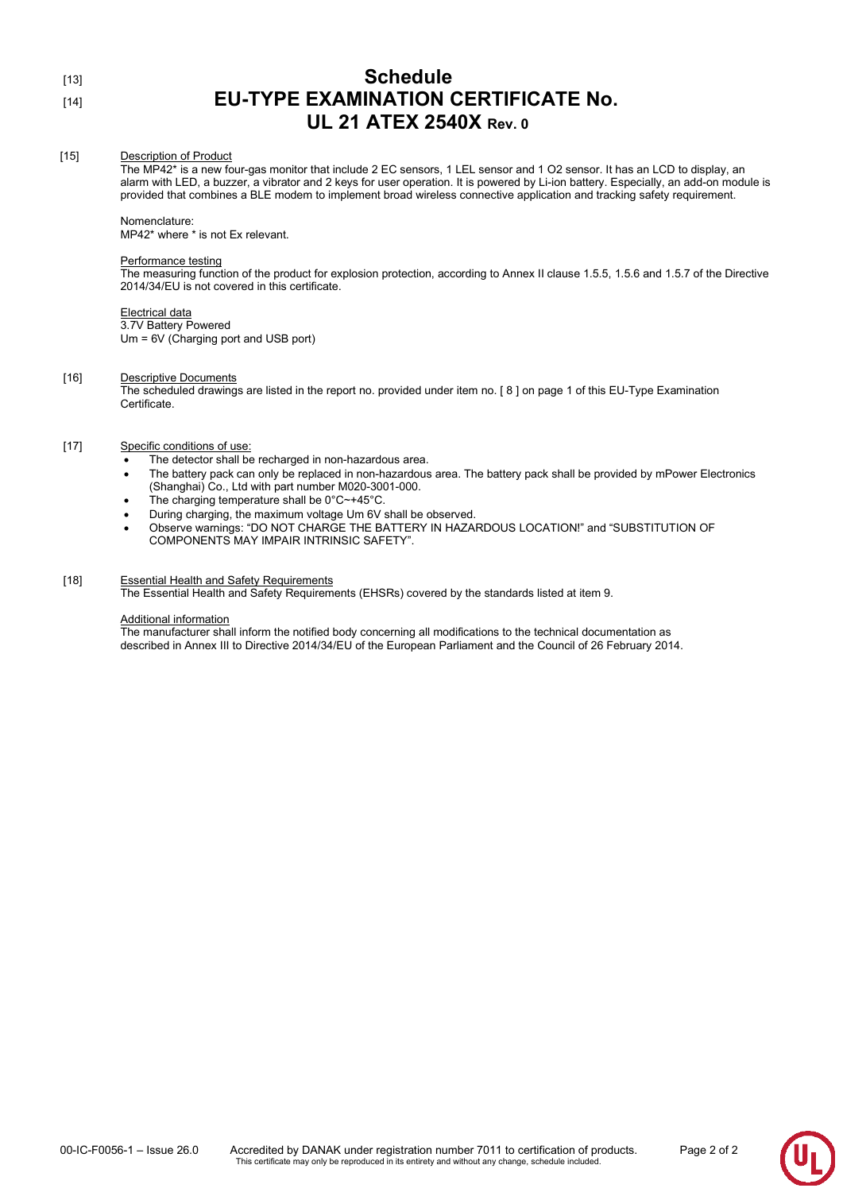[13]

# Schedule

[14]

# EU-TYPE EXAMINATION CERTIFICATE No. UL 21 ATEX 2540X Rev. 0

[15] Description of Product

The MP42* is a new four-gas monitor that include 2 EC sensors, 1 LEL sensor and 1 $O_2$ sensor. It has an LCD to display, an alarm with LED, a buzzer, a vibrator and 2 keys for user operation. It is powered by Li-ion battery. Especially, an add-on module is provided that combines a BLE modem to implement broad wireless connective application and tracking safety requirement.

Nomenclature:
MP42* where * is not Ex relevant.

Performance testing
The measuring function of the product for explosion protection, according to Annex II clause 1.5.5, 1.5.6 and 1.5.7 of the Directive 2014/34/EU is not covered in this certificate.

Electrical data
3.7V Battery Powered
$U_m$ = 6V (Charging port and USB port)

[16] Descriptive Documents

The scheduled drawings are listed in the report no. provided under item no. [ 8 ] on page 1 of this EU-Type Examination Certificate.

[17] Specific conditions of use:

- The detector shall be recharged in non-hazardous area.
- The battery pack can only be replaced in non-hazardous area. The battery pack shall be provided by mPower Electronics (Shanghai) Co., Ltd with part number M020-3001-000.
- The charging temperature shall be 0°C~+45°C.
- During charging, the maximum voltage $U_m$ 6V shall be observed.
- Observe warnings: "DO NOT CHARGE THE BATTERY IN HAZARDOUS LOCATION!" and "SUBSTITUTION OF COMPONENTS MAY IMPAIR INTRINSIC SAFETY".

[18] Essential Health and Safety Requirements

The Essential Health and Safety Requirements (EHSRs) covered by the standards listed at item 9.

Additional information
The manufacturer shall inform the notified body concerning all modifications to the technical documentation as described in Annex III to Directive 2014/34/EU of the European Parliament and the Council of 26 February 2014.

00-IC-F0056-1 – Issue 26.0    Accredited by DANAK under registration number 7011 to certification of products.
This certificate may only be reproduced in its entirety and without any change, schedule included.